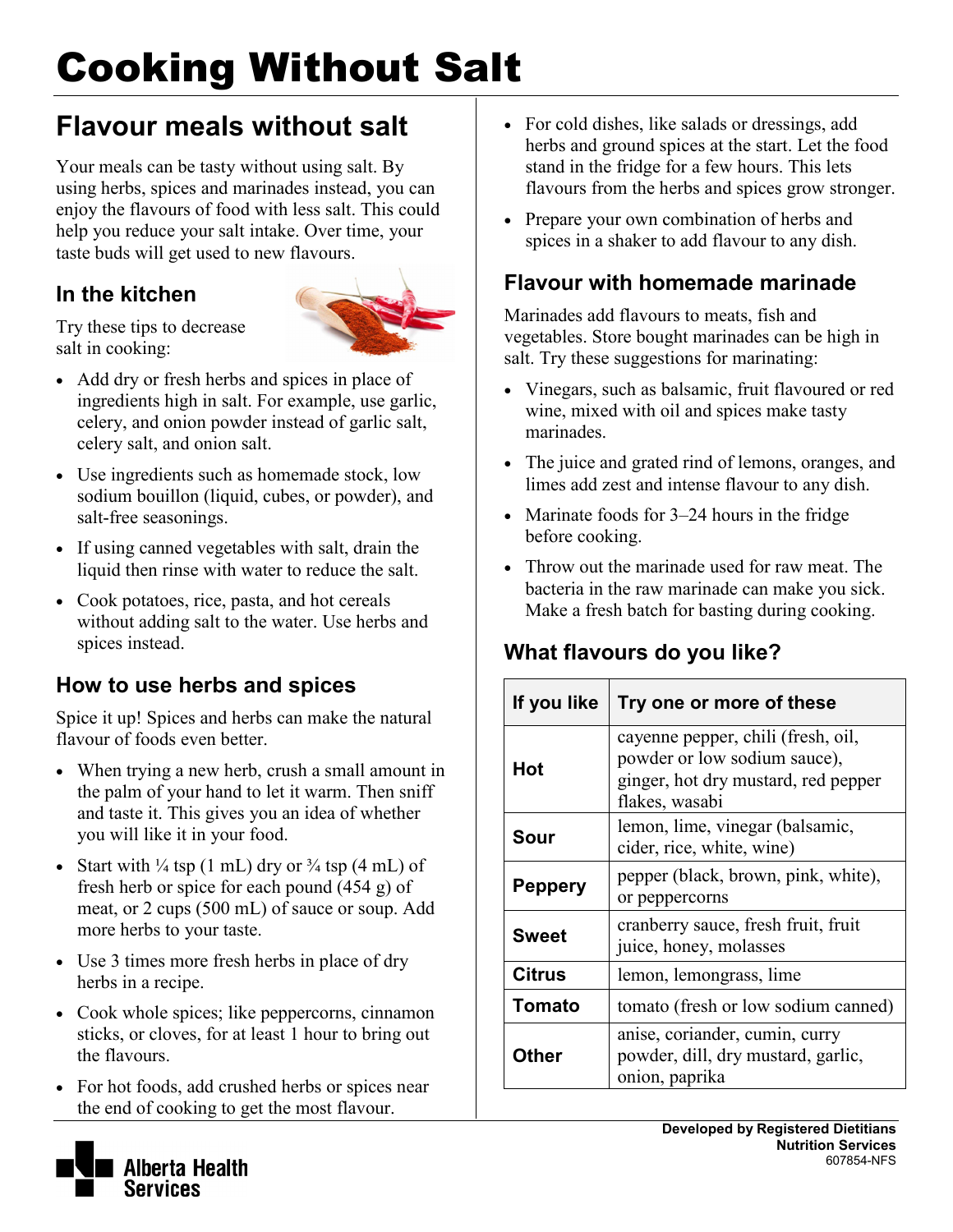# Cooking Without Salt

## Flavour meals without salt

Your meals can be tasty without using salt. By using herbs, spices and marinades instead, you can enjoy the flavours of food with less salt. This could help you reduce your salt intake. Over time, your taste buds will get used to new flavours.

### In the kitchen

Try these tips to decrease salt in cooking:

- Add dry or fresh herbs and spices in place of ingredients high in salt. For example, use garlic, celery, and onion powder instead of garlic salt, celery salt, and onion salt.
- Use ingredients such as homemade stock, low sodium bouillon (liquid, cubes, or powder), and salt-free seasonings.
- If using canned vegetables with salt, drain the liquid then rinse with water to reduce the salt.
- Cook potatoes, rice, pasta, and hot cereals without adding salt to the water. Use herbs and spices instead.

### How to use herbs and spices

Spice it up! Spices and herbs can make the natural flavour of foods even better.

- When trying a new herb, crush a small amount in the palm of your hand to let it warm. Then sniff and taste it. This gives you an idea of whether you will like it in your food.
- Start with ¼ tsp (1 mL) dry or ¾ tsp (4 mL) of fresh herb or spice for each pound (454 g) of meat, or 2 cups (500 mL) of sauce or soup. Add more herbs to your taste.
- Use 3 times more fresh herbs in place of dry herbs in a recipe.
- Cook whole spices; like peppercorns, cinnamon sticks, or cloves, for at least 1 hour to bring out the flavours.
- For hot foods, add crushed herbs or spices near the end of cooking to get the most flavour.
- For cold dishes, like salads or dressings, add herbs and ground spices at the start. Let the food stand in the fridge for a few hours. This lets flavours from the herbs and spices grow stronger.
- Prepare your own combination of herbs and spices in a shaker to add flavour to any dish.

### Flavour with homemade marinade

Marinades add flavours to meats, fish and vegetables. Store bought marinades can be high in salt. Try these suggestions for marinating:

- Vinegars, such as balsamic, fruit flavoured or red wine, mixed with oil and spices make tasty marinades.
- The juice and grated rind of lemons, oranges, and limes add zest and intense flavour to any dish.
- Marinate foods for 3–24 hours in the fridge before cooking.
- Throw out the marinade used for raw meat. The bacteria in the raw marinade can make you sick. Make a fresh batch for basting during cooking.

### What flavours do you like?

| If you like | Try one or more of these |
|---|---|
| **Hot** | cayenne pepper, chili (fresh, oil, powder or low sodium sauce), ginger, hot dry mustard, red pepper flakes, wasabi |
| **Sour** | lemon, lime, vinegar (balsamic, cider, rice, white, wine) |
| **Peppery** | pepper (black, brown, pink, white), or peppercorns |
| **Sweet** | cranberry sauce, fresh fruit, fruit juice, honey, molasses |
| **Citrus** | lemon, lemongrass, lime |
| **Tomato** | tomato (fresh or low sodium canned) |
| **Other** | anise, coriander, cumin, curry powder, dill, dry mustard, garlic, onion, paprika |

**Developed by Registered Dietitians**
**Nutrition Services**
607854-NFS

Alberta Health Services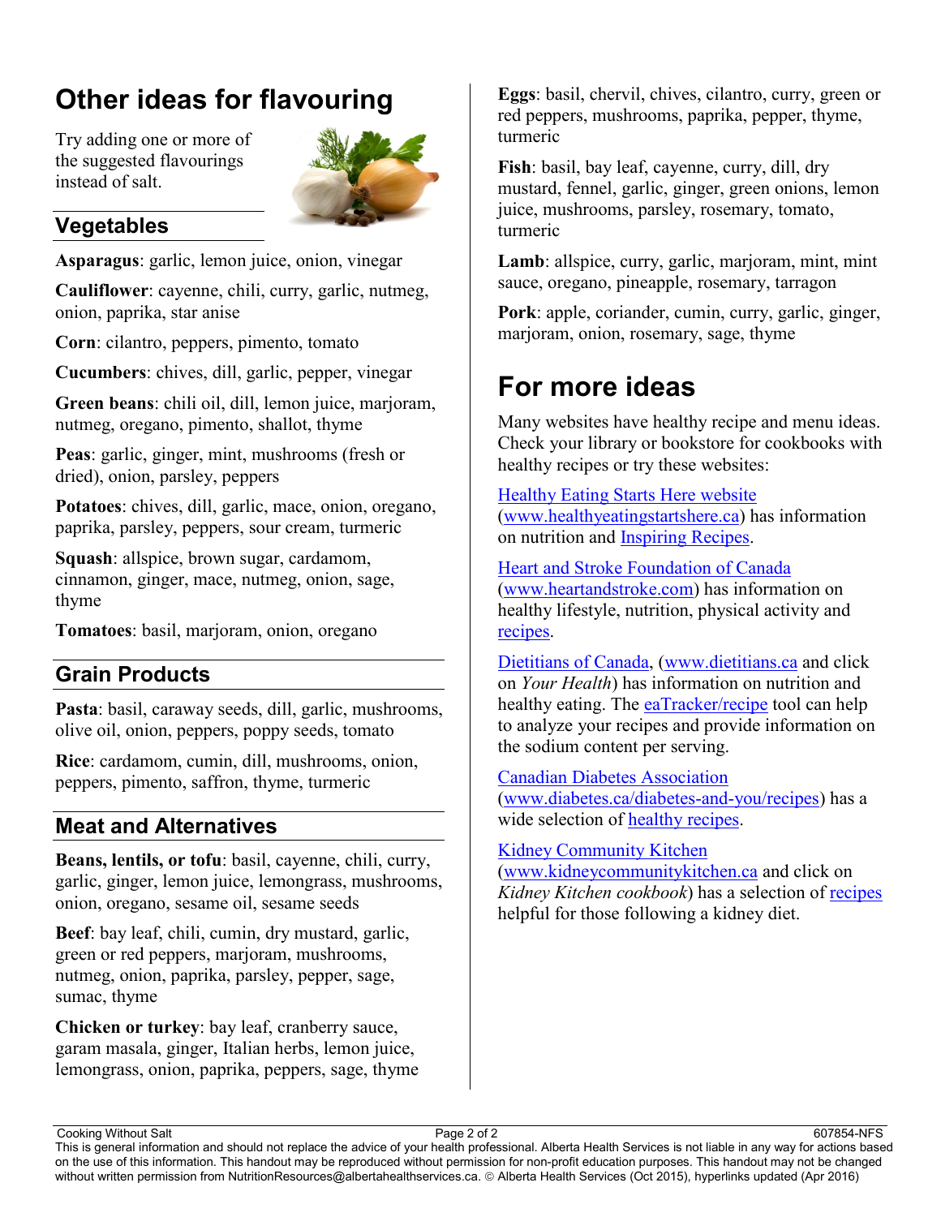# Other ideas for flavouring

Try adding one or more of the suggested flavourings instead of salt.

## Vegetables

**Asparagus**: garlic, lemon juice, onion, vinegar

**Cauliflower**: cayenne, chili, curry, garlic, nutmeg, onion, paprika, star anise

**Corn**: cilantro, peppers, pimento, tomato

**Cucumbers**: chives, dill, garlic, pepper, vinegar

**Green beans**: chili oil, dill, lemon juice, marjoram, nutmeg, oregano, pimento, shallot, thyme

**Peas**: garlic, ginger, mint, mushrooms (fresh or dried), onion, parsley, peppers

**Potatoes**: chives, dill, garlic, mace, onion, oregano, paprika, parsley, peppers, sour cream, turmeric

**Squash**: allspice, brown sugar, cardamom, cinnamon, ginger, mace, nutmeg, onion, sage, thyme

**Tomatoes**: basil, marjoram, onion, oregano

## Grain Products

**Pasta**: basil, caraway seeds, dill, garlic, mushrooms, olive oil, onion, peppers, poppy seeds, tomato

**Rice**: cardamom, cumin, dill, mushrooms, onion, peppers, pimento, saffron, thyme, turmeric

## Meat and Alternatives

**Beans, lentils, or tofu**: basil, cayenne, chili, curry, garlic, ginger, lemon juice, lemongrass, mushrooms, onion, oregano, sesame oil, sesame seeds

**Beef**: bay leaf, chili, cumin, dry mustard, garlic, green or red peppers, marjoram, mushrooms, nutmeg, onion, paprika, parsley, pepper, sage, sumac, thyme

**Chicken or turkey**: bay leaf, cranberry sauce, garam masala, ginger, Italian herbs, lemon juice, lemongrass, onion, paprika, peppers, sage, thyme

**Eggs**: basil, chervil, chives, cilantro, curry, green or red peppers, mushrooms, paprika, pepper, thyme, turmeric

**Fish**: basil, bay leaf, cayenne, curry, dill, dry mustard, fennel, garlic, ginger, green onions, lemon juice, mushrooms, parsley, rosemary, tomato, turmeric

**Lamb**: allspice, curry, garlic, marjoram, mint, mint sauce, oregano, pineapple, rosemary, tarragon

**Pork**: apple, coriander, cumin, curry, garlic, ginger, marjoram, onion, rosemary, sage, thyme

# For more ideas

Many websites have healthy recipe and menu ideas. Check your library or bookstore for cookbooks with healthy recipes or try these websites:

Healthy Eating Starts Here website (www.healthyeatingstartshere.ca) has information on nutrition and Inspiring Recipes.

Heart and Stroke Foundation of Canada (www.heartandstroke.com) has information on healthy lifestyle, nutrition, physical activity and recipes.

Dietitians of Canada, (www.dietitians.ca and click on *Your Health*) has information on nutrition and healthy eating. The eaTracker/recipe tool can help to analyze your recipes and provide information on the sodium content per serving.

Canadian Diabetes Association (www.diabetes.ca/diabetes-and-you/recipes) has a wide selection of healthy recipes.

Kidney Community Kitchen (www.kidneycommunitykitchen.ca and click on *Kidney Kitchen cookbook*) has a selection of recipes helpful for those following a kidney diet.

This is general information and should not replace the advice of your health professional. Alberta Health Services is not liable in any way for actions based on the use of this information. This handout may be reproduced without permission for non-profit education purposes. This handout may not be changed without written permission from NutritionResources@albertahealthservices.ca. © Alberta Health Services (Oct 2015), hyperlinks updated (Apr 2016)